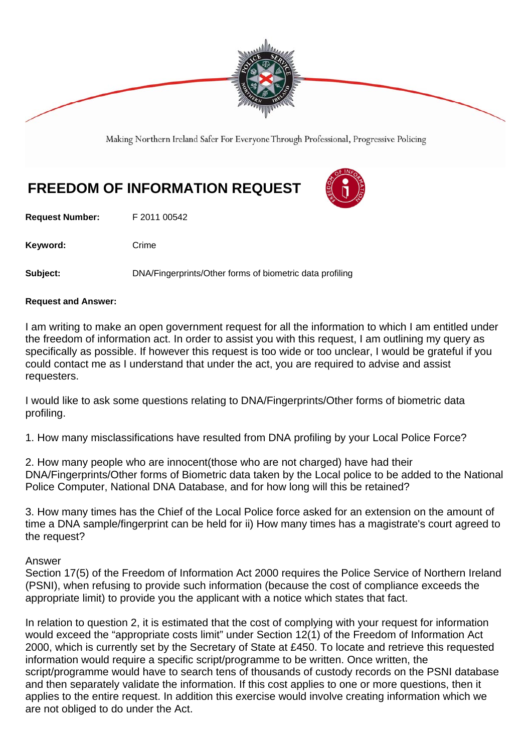Making Northern Ireland Safer For Everyone Through Professional, Progressive Policing

# FREEDOM OF INFORMATION REQUEST

**Request Number:** F 2011 00542

**Keyword:** Crime

**Subject:** DNA/Fingerprints/Other forms of biometric data profiling

**Request and Answer:**

I am writing to make an open government request for all the information to which I am entitled under the freedom of information act. In order to assist you with this request, I am outlining my query as specifically as possible. If however this request is too wide or too unclear, I would be grateful if you could contact me as I understand that under the act, you are required to advise and assist requesters.

I would like to ask some questions relating to DNA/Fingerprints/Other forms of biometric data profiling.

1. How many misclassifications have resulted from DNA profiling by your Local Police Force?

2. How many people who are innocent(those who are not charged) have had their DNA/Fingerprints/Other forms of Biometric data taken by the Local police to be added to the National Police Computer, National DNA Database, and for how long will this be retained?

3. How many times has the Chief of the Local Police force asked for an extension on the amount of time a DNA sample/fingerprint can be held for ii) How many times has a magistrate's court agreed to the request?

Answer
Section 17(5) of the Freedom of Information Act 2000 requires the Police Service of Northern Ireland (PSNI), when refusing to provide such information (because the cost of compliance exceeds the appropriate limit) to provide you the applicant with a notice which states that fact.

In relation to question 2, it is estimated that the cost of complying with your request for information would exceed the "appropriate costs limit" under Section 12(1) of the Freedom of Information Act 2000, which is currently set by the Secretary of State at £450. To locate and retrieve this requested information would require a specific script/programme to be written. Once written, the script/programme would have to search tens of thousands of custody records on the PSNI database and then separately validate the information. If this cost applies to one or more questions, then it applies to the entire request. In addition this exercise would involve creating information which we are not obliged to do under the Act.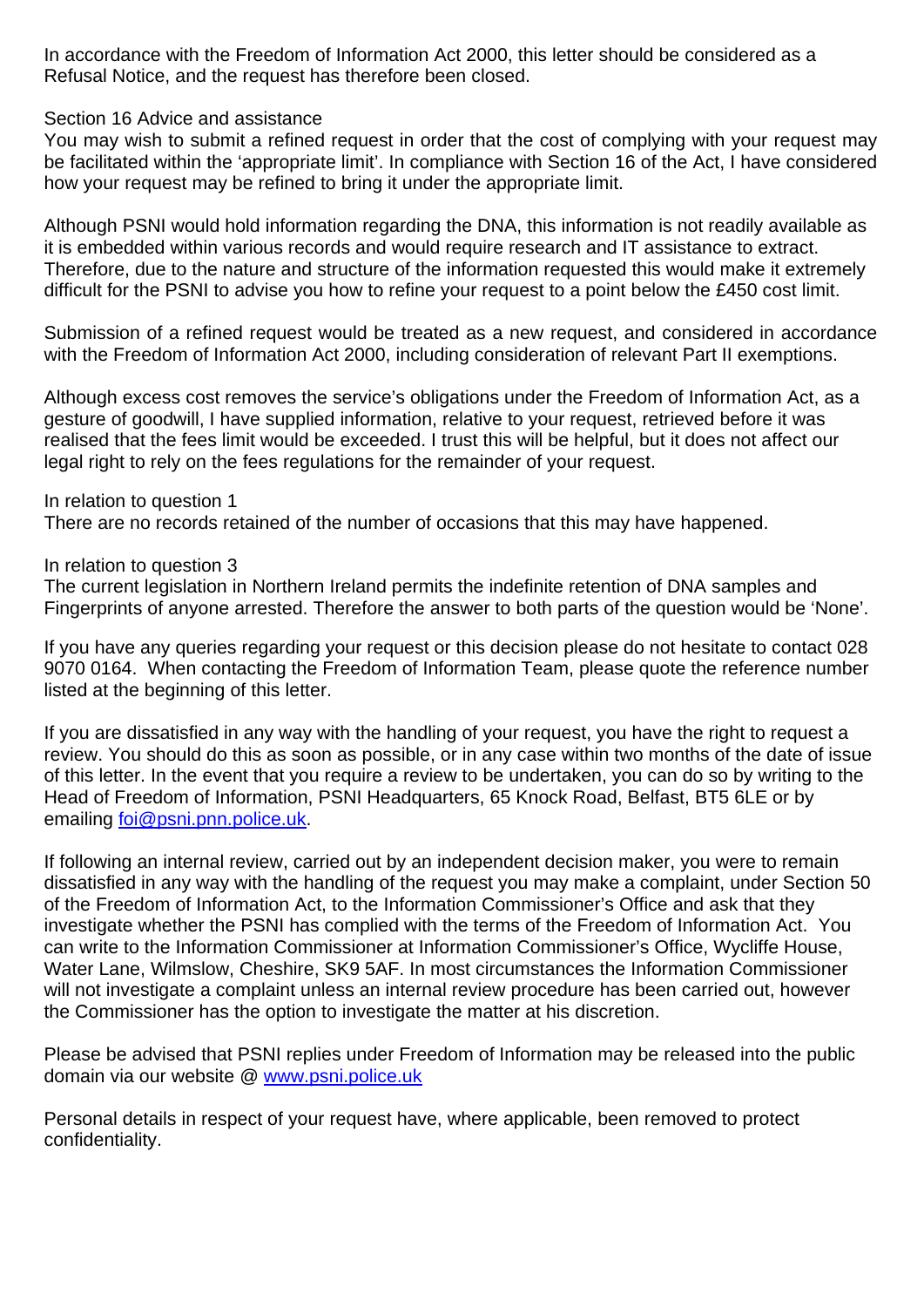In accordance with the Freedom of Information Act 2000, this letter should be considered as a Refusal Notice, and the request has therefore been closed.

Section 16 Advice and assistance
You may wish to submit a refined request in order that the cost of complying with your request may be facilitated within the 'appropriate limit'. In compliance with Section 16 of the Act, I have considered how your request may be refined to bring it under the appropriate limit.

Although PSNI would hold information regarding the DNA, this information is not readily available as it is embedded within various records and would require research and IT assistance to extract. Therefore, due to the nature and structure of the information requested this would make it extremely difficult for the PSNI to advise you how to refine your request to a point below the £450 cost limit.

Submission of a refined request would be treated as a new request, and considered in accordance with the Freedom of Information Act 2000, including consideration of relevant Part II exemptions.

Although excess cost removes the service's obligations under the Freedom of Information Act, as a gesture of goodwill, I have supplied information, relative to your request, retrieved before it was realised that the fees limit would be exceeded. I trust this will be helpful, but it does not affect our legal right to rely on the fees regulations for the remainder of your request.

In relation to question 1
There are no records retained of the number of occasions that this may have happened.

In relation to question 3
The current legislation in Northern Ireland permits the indefinite retention of DNA samples and Fingerprints of anyone arrested. Therefore the answer to both parts of the question would be 'None'.

If you have any queries regarding your request or this decision please do not hesitate to contact 028 9070 0164. When contacting the Freedom of Information Team, please quote the reference number listed at the beginning of this letter.

If you are dissatisfied in any way with the handling of your request, you have the right to request a review. You should do this as soon as possible, or in any case within two months of the date of issue of this letter. In the event that you require a review to be undertaken, you can do so by writing to the Head of Freedom of Information, PSNI Headquarters, 65 Knock Road, Belfast, BT5 6LE or by emailing foi@psni.pnn.police.uk.

If following an internal review, carried out by an independent decision maker, you were to remain dissatisfied in any way with the handling of the request you may make a complaint, under Section 50 of the Freedom of Information Act, to the Information Commissioner's Office and ask that they investigate whether the PSNI has complied with the terms of the Freedom of Information Act. You can write to the Information Commissioner at Information Commissioner's Office, Wycliffe House, Water Lane, Wilmslow, Cheshire, SK9 5AF. In most circumstances the Information Commissioner will not investigate a complaint unless an internal review procedure has been carried out, however the Commissioner has the option to investigate the matter at his discretion.

Please be advised that PSNI replies under Freedom of Information may be released into the public domain via our website @ www.psni.police.uk

Personal details in respect of your request have, where applicable, been removed to protect confidentiality.